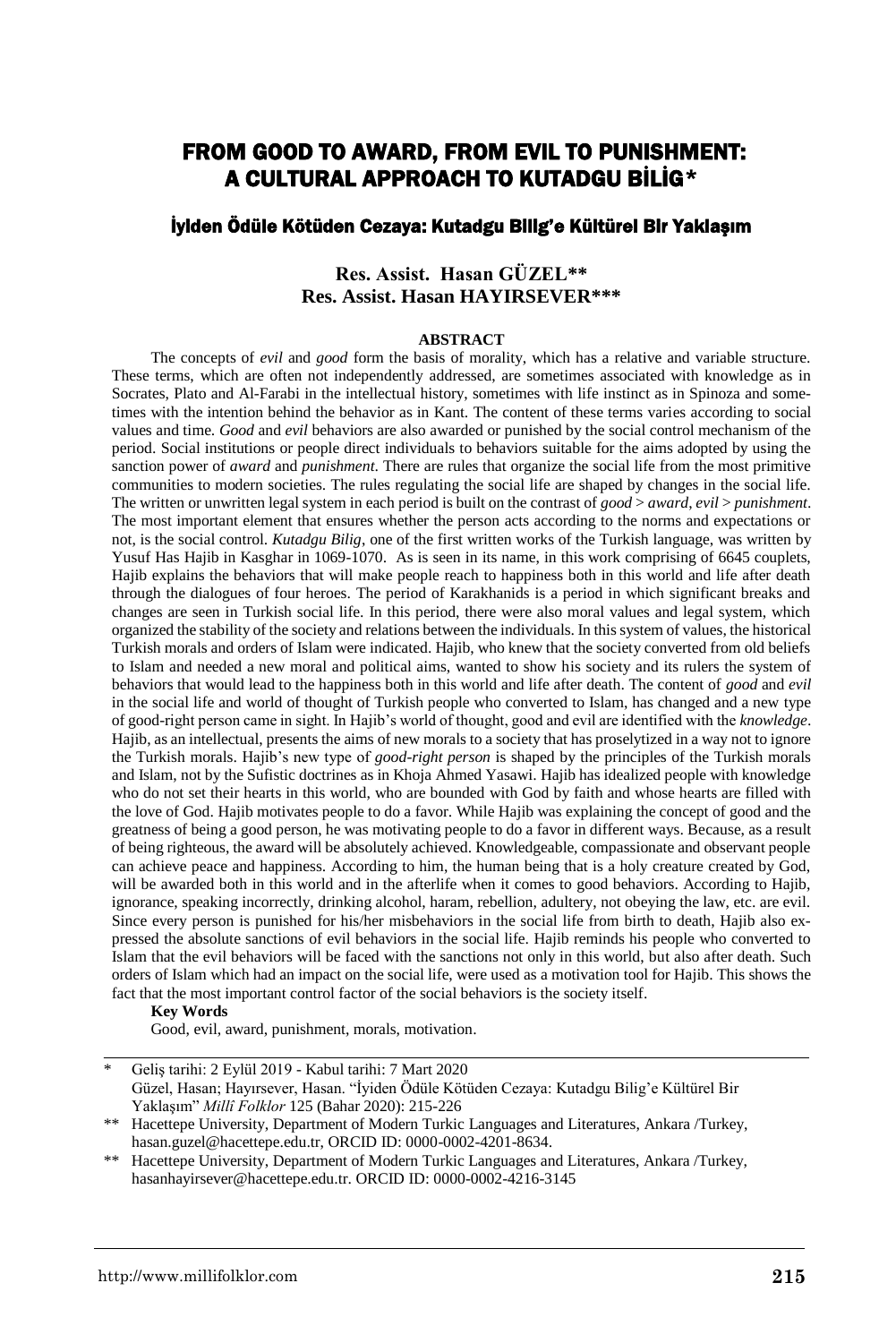# FROM GOOD TO AWARD, FROM EVIL TO PUNISHMENT: A CULTURAL APPROACH TO KUTADGU BİLİG*

## İyiden Ödüle Kötüden Cezaya: Kutadgu Bilig'e Kültürel Bir Yaklaşım

**Res. Assist. Hasan GÜZEL****
**Res. Assist. Hasan HAYIRSEVER*****

**ABSTRACT**

The concepts of *evil* and *good* form the basis of morality, which has a relative and variable structure. These terms, which are often not independently addressed, are sometimes associated with knowledge as in Socrates, Plato and Al-Farabi in the intellectual history, sometimes with life instinct as in Spinoza and sometimes with the intention behind the behavior as in Kant. The content of these terms varies according to social values and time. *Good* and *evil* behaviors are also awarded or punished by the social control mechanism of the period. Social institutions or people direct individuals to behaviors suitable for the aims adopted by using the sanction power of *award* and *punishment*. There are rules that organize the social life from the most primitive communities to modern societies. The rules regulating the social life are shaped by changes in the social life. The written or unwritten legal system in each period is built on the contrast of *good* > *award*, *evil* > *punishment*. The most important element that ensures whether the person acts according to the norms and expectations or not, is the social control. *Kutadgu Bilig*, one of the first written works of the Turkish language, was written by Yusuf Has Hajib in Kasghar in 1069-1070. As is seen in its name, in this work comprising of 6645 couplets, Hajib explains the behaviors that will make people reach to happiness both in this world and life after death through the dialogues of four heroes. The period of Karakhanids is a period in which significant breaks and changes are seen in Turkish social life. In this period, there were also moral values and legal system, which organized the stability of the society and relations between the individuals. In this system of values, the historical Turkish morals and orders of Islam were indicated. Hajib, who knew that the society converted from old beliefs to Islam and needed a new moral and political aims, wanted to show his society and its rulers the system of behaviors that would lead to the happiness both in this world and life after death. The content of *good* and *evil* in the social life and world of thought of Turkish people who converted to Islam, has changed and a new type of good-right person came in sight. In Hajib's world of thought, good and evil are identified with the *knowledge*. Hajib, as an intellectual, presents the aims of new morals to a society that has proselytized in a way not to ignore the Turkish morals. Hajib's new type of *good-right person* is shaped by the principles of the Turkish morals and Islam, not by the Sufistic doctrines as in Khoja Ahmed Yasawi. Hajib has idealized people with knowledge who do not set their hearts in this world, who are bounded with God by faith and whose hearts are filled with the love of God. Hajib motivates people to do a favor. While Hajib was explaining the concept of good and the greatness of being a good person, he was motivating people to do a favor in different ways. Because, as a result of being righteous, the award will be absolutely achieved. Knowledgeable, compassionate and observant people can achieve peace and happiness. According to him, the human being that is a holy creature created by God, will be awarded both in this world and in the afterlife when it comes to good behaviors. According to Hajib, ignorance, speaking incorrectly, drinking alcohol, haram, rebellion, adultery, not obeying the law, etc. are evil. Since every person is punished for his/her misbehaviors in the social life from birth to death, Hajib also expressed the absolute sanctions of evil behaviors in the social life. Hajib reminds his people who converted to Islam that the evil behaviors will be faced with the sanctions not only in this world, but also after death. Such orders of Islam which had an impact on the social life, were used as a motivation tool for Hajib. This shows the fact that the most important control factor of the social behaviors is the society itself.

**Key Words**

Good, evil, award, punishment, morals, motivation.

---

\* Geliş tarihi: 2 Eylül 2019 - Kabul tarihi: 7 Mart 2020
Güzel, Hasan; Hayırsever, Hasan. "İyiden Ödüle Kötüden Cezaya: Kutadgu Bilig'e Kültürel Bir Yaklaşım" *Millî Folklor* 125 (Bahar 2020): 215-226

\*\* Hacettepe University, Department of Modern Turkic Languages and Literatures, Ankara /Turkey, hasan.guzel@hacettepe.edu.tr, ORCID ID: 0000-0002-4201-8634.

\*\* Hacettepe University, Department of Modern Turkic Languages and Literatures, Ankara /Turkey, hasanhayirsever@hacettepe.edu.tr. ORCID ID: 0000-0002-4216-3145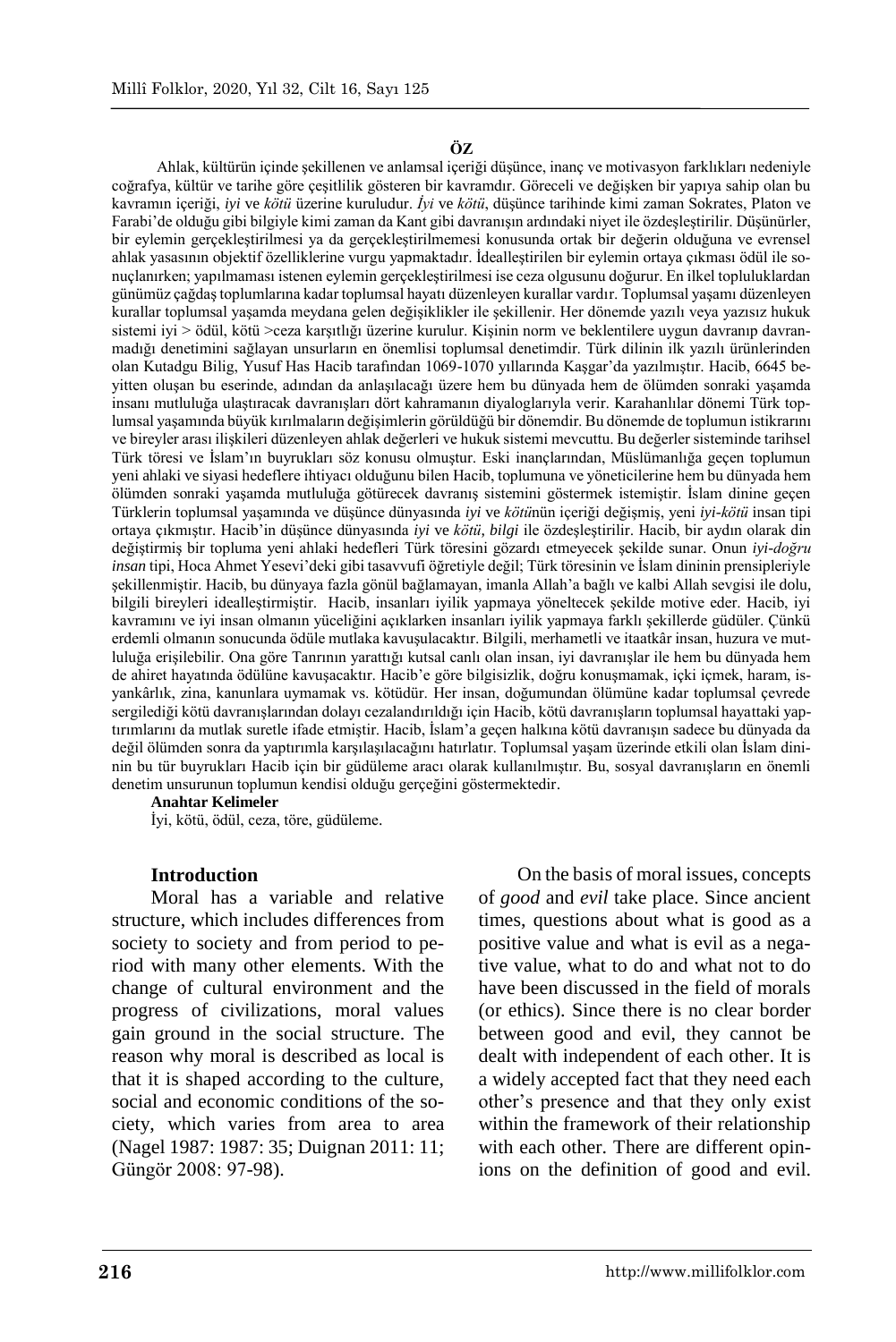**ÖZ**

Ahlak, kültürün içinde şekillenen ve anlamsal içeriği düşünce, inanç ve motivasyon farklılıkları nedeniyle coğrafya, kültür ve tarihe göre çeşitlilik gösteren bir kavramdır. Göreceli ve değişken bir yapıya sahip olan bu kavramın içeriği, *iyi* ve *kötü* üzerine kuruludur. *İyi* ve *kötü*, düşünce tarihinde kimi zaman Sokrates, Platon ve Farabi'de olduğu gibi bilgiyle kimi zaman da Kant gibi davranışın ardındaki niyet ile özdeşleştirilir. Düşünürler, bir eylemin gerçekleştirilmesi ya da gerçekleştirilmemesi konusunda ortak bir değerin olduğuna ve evrensel ahlak yasasının objektif özelliklerine vurgu yapmaktadır. İdealleştirilen bir eylemin ortaya çıkması ödül ile sonuçlanırken; yapılmaması istenen eylemin gerçekleştirilmesi ise ceza olgusunu doğurur. En ilkel topluluklardan günümüz çağdaş toplumlarına kadar toplumsal hayatı düzenleyen kurallar vardır. Toplumsal yaşamı düzenleyen kurallar toplumsal yaşamda meydana gelen değişiklikler ile şekillenir. Her dönemde yazılı veya yazısız hukuk sistemi iyi > ödül, kötü >ceza karşıtlığı üzerine kurulur. Kişinin norm ve beklentilere uygun davranıp davranmadığı denetimini sağlayan unsurların en önemlisi toplumsal denetimdir. Türk dilinin ilk yazılı ürünlerinden olan Kutadgu Bilig, Yusuf Has Hacib tarafından 1069-1070 yıllarında Kaşgar'da yazılmıştır. Hacib, 6645 beyitten oluşan bu eserinde, adından da anlaşılacağı üzere hem bu dünyada hem de ölümden sonraki yaşamda insanı mutluluğa ulaştıracak davranışları dört kahramanın diyaloglarıyla verir. Karahanlılar dönemi Türk toplumsal yaşamında büyük kırılmaların değişimlerin görüldüğü bir dönemdir. Bu dönemde de toplumun istikrarını ve bireyler arası ilişkileri düzenleyen ahlak değerleri ve hukuk sistemi mevcuttu. Bu değerler sisteminde tarihsel Türk töresi ve İslam'ın buyrukları söz konusu olmuştur. Eski inançlarından, Müslümanlığa geçen toplumun yeni ahlaki ve siyasi hedeflere ihtiyacı olduğunu bilen Hacib, toplumuna ve yöneticilerine hem bu dünyada hem ölümden sonraki yaşamda mutluluğa götürecek davranış sistemini göstermek istemiştir. İslam dinine geçen Türklerin toplumsal yaşamında ve düşünce dünyasında *iyi* ve *kötü*nün içeriği değişmiş, yeni *iyi-kötü* insan tipi ortaya çıkmıştır. Hacib'in düşünce dünyasında *iyi* ve *kötü, bilgi* ile özdeşleştirilir. Hacib, bir aydın olarak din değiştirmiş bir topluma yeni ahlaki hedefleri Türk töresini gözardı etmeyecek şekilde sunar. Onun *iyi-doğru insan* tipi, Hoca Ahmet Yesevi'deki gibi tasavvufi öğretiyle değil; Türk töresinin ve İslam dininin prensipleriyle şekillenmiştir. Hacib, bu dünyaya fazla gönül bağlamayan, imanla Allah'a bağlı ve kalbi Allah sevgisi ile dolu, bilgili bireyleri idealleştirmiştir. Hacib, insanları iyilik yapmaya yöneltecek şekilde motive eder. Hacib, iyi kavramını ve iyi insan olmanın yüceliğini açıklarken insanları iyilik yapmaya farklı şekillerde güdüler. Çünkü erdemli olmanın sonucunda ödüle mutlaka kavuşulacaktır. Bilgili, merhametli ve itaatkâr insan, huzura ve mutluluğa erişilebilir. Ona göre Tanrının yarattığı kutsal canlı olan insan, iyi davranışlar ile hem bu dünyada hem de ahiret hayatında ödülüne kavuşacaktır. Hacib'e göre bilgisizlik, doğru konuşmamak, içki içmek, haram, isyankârlık, zina, kanunlara uymamak vs. kötüdür. Her insan, doğumundan ölümüne kadar toplumsal çevrede sergilediği kötü davranışlarından dolayı cezalandırıldığı için Hacib, kötü davranışların toplumsal hayattaki yaptırımlarını da mutlak suretle ifade etmiştir. Hacib, İslam'a geçen halkına kötü davranışın sadece bu dünyada da değil ölümden sonra da yaptırımla karşılaşılacağını hatırlatır. Toplumsal yaşam üzerinde etkili olan İslam dininin bu tür buyrukları Hacib için bir güdüleme aracı olarak kullanılmıştır. Bu, sosyal davranışların en önemli denetim unsurunun toplumun kendisi olduğu gerçeğini göstermektedir.

**Anahtar Kelimeler**

İyi, kötü, ödül, ceza, töre, güdüleme.

## Introduction

Moral has a variable and relative structure, which includes differences from society to society and from period to period with many other elements. With the change of cultural environment and the progress of civilizations, moral values gain ground in the social structure. The reason why moral is described as local is that it is shaped according to the culture, social and economic conditions of the society, which varies from area to area (Nagel 1987: 1987: 35; Duignan 2011: 11; Güngör 2008: 97-98).

On the basis of moral issues, concepts of *good* and *evil* take place. Since ancient times, questions about what is good as a positive value and what is evil as a negative value, what to do and what not to do have been discussed in the field of morals (or ethics). Since there is no clear border between good and evil, they cannot be dealt with independent of each other. It is a widely accepted fact that they need each other's presence and that they only exist within the framework of their relationship with each other. There are different opinions on the definition of good and evil.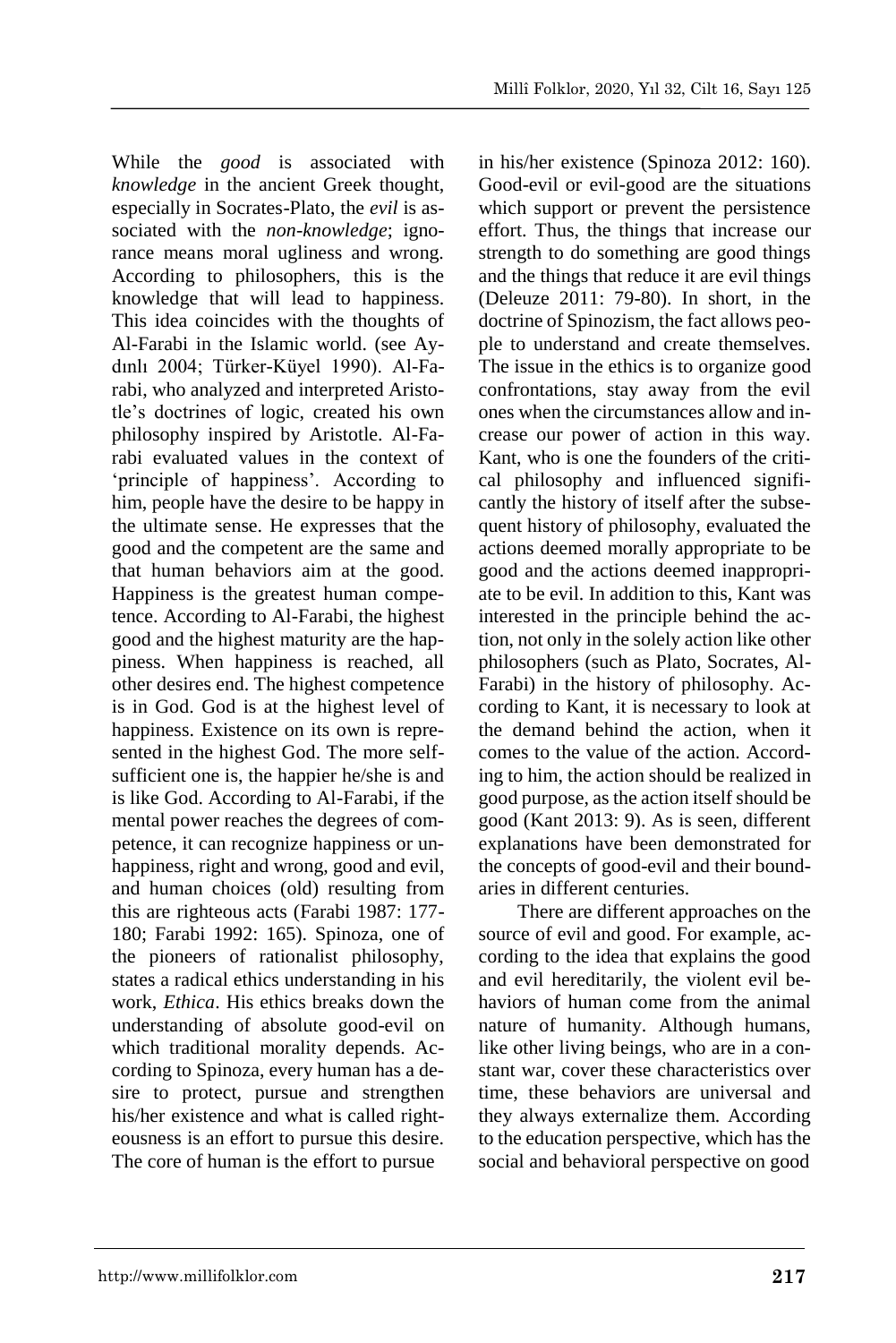While the *good* is associated with *knowledge* in the ancient Greek thought, especially in Socrates-Plato, the *evil* is associated with the *non-knowledge*; ignorance means moral ugliness and wrong. According to philosophers, this is the knowledge that will lead to happiness. This idea coincides with the thoughts of Al-Farabi in the Islamic world. (see Aydınlı 2004; Türker-Küyel 1990). Al-Farabi, who analyzed and interpreted Aristotle's doctrines of logic, created his own philosophy inspired by Aristotle. Al-Farabi evaluated values in the context of 'principle of happiness'. According to him, people have the desire to be happy in the ultimate sense. He expresses that the good and the competent are the same and that human behaviors aim at the good. Happiness is the greatest human competence. According to Al-Farabi, the highest good and the highest maturity are the happiness. When happiness is reached, all other desires end. The highest competence is in God. God is at the highest level of happiness. Existence on its own is represented in the highest God. The more self-sufficient one is, the happier he/she is and is like God. According to Al-Farabi, if the mental power reaches the degrees of competence, it can recognize happiness or unhappiness, right and wrong, good and evil, and human choices (old) resulting from this are righteous acts (Farabi 1987: 177-180; Farabi 1992: 165). Spinoza, one of the pioneers of rationalist philosophy, states a radical ethics understanding in his work, *Ethica*. His ethics breaks down the understanding of absolute good-evil on which traditional morality depends. According to Spinoza, every human has a desire to protect, pursue and strengthen his/her existence and what is called righteousness is an effort to pursue this desire. The core of human is the effort to pursue in his/her existence (Spinoza 2012: 160). Good-evil or evil-good are the situations which support or prevent the persistence effort. Thus, the things that increase our strength to do something are good things and the things that reduce it are evil things (Deleuze 2011: 79-80). In short, in the doctrine of Spinozism, the fact allows people to understand and create themselves. The issue in the ethics is to organize good confrontations, stay away from the evil ones when the circumstances allow and increase our power of action in this way. Kant, who is one the founders of the critical philosophy and influenced significantly the history of itself after the subsequent history of philosophy, evaluated the actions deemed morally appropriate to be good and the actions deemed inappropriate to be evil. In addition to this, Kant was interested in the principle behind the action, not only in the solely action like other philosophers (such as Plato, Socrates, Al-Farabi) in the history of philosophy. According to Kant, it is necessary to look at the demand behind the action, when it comes to the value of the action. According to him, the action should be realized in good purpose, as the action itself should be good (Kant 2013: 9). As is seen, different explanations have been demonstrated for the concepts of good-evil and their boundaries in different centuries.

There are different approaches on the source of evil and good. For example, according to the idea that explains the good and evil hereditarily, the violent evil behaviors of human come from the animal nature of humanity. Although humans, like other living beings, who are in a constant war, cover these characteristics over time, these behaviors are universal and they always externalize them. According to the education perspective, which has the social and behavioral perspective on good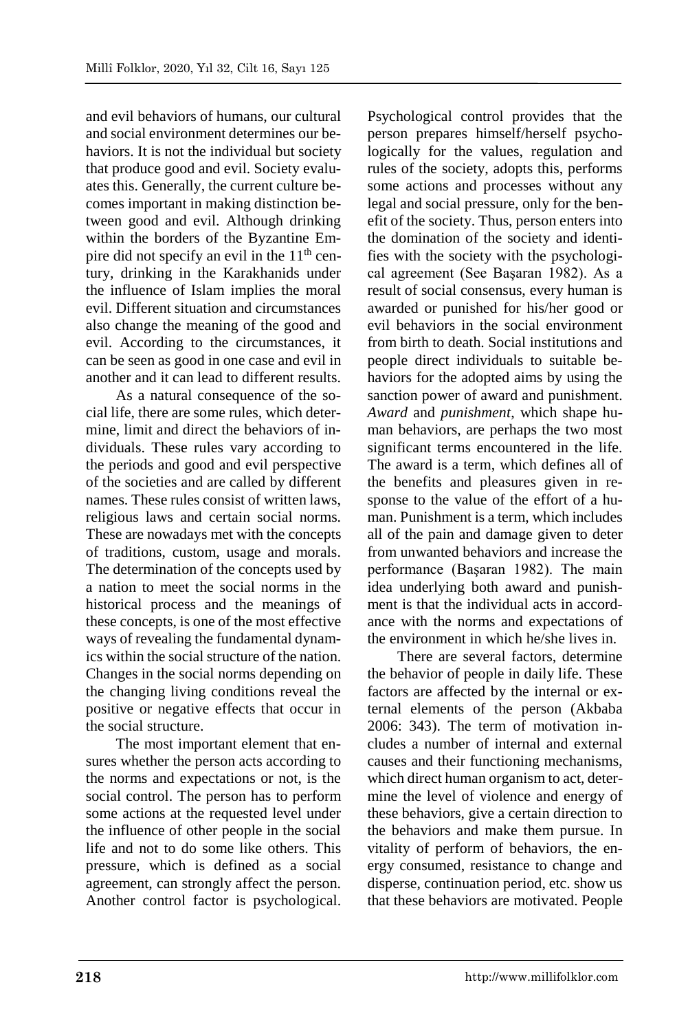and evil behaviors of humans, our cultural and social environment determines our behaviors. It is not the individual but society that produce good and evil. Society evaluates this. Generally, the current culture becomes important in making distinction between good and evil. Although drinking within the borders of the Byzantine Empire did not specify an evil in the 11th century, drinking in the Karakhanids under the influence of Islam implies the moral evil. Different situation and circumstances also change the meaning of the good and evil. According to the circumstances, it can be seen as good in one case and evil in another and it can lead to different results.

As a natural consequence of the social life, there are some rules, which determine, limit and direct the behaviors of individuals. These rules vary according to the periods and good and evil perspective of the societies and are called by different names. These rules consist of written laws, religious laws and certain social norms. These are nowadays met with the concepts of traditions, custom, usage and morals. The determination of the concepts used by a nation to meet the social norms in the historical process and the meanings of these concepts, is one of the most effective ways of revealing the fundamental dynamics within the social structure of the nation. Changes in the social norms depending on the changing living conditions reveal the positive or negative effects that occur in the social structure.

The most important element that ensures whether the person acts according to the norms and expectations or not, is the social control. The person has to perform some actions at the requested level under the influence of other people in the social life and not to do some like others. This pressure, which is defined as a social agreement, can strongly affect the person. Another control factor is psychological. Psychological control provides that the person prepares himself/herself psychologically for the values, regulation and rules of the society, adopts this, performs some actions and processes without any legal and social pressure, only for the benefit of the society. Thus, person enters into the domination of the society and identifies with the society with the psychological agreement (See Başaran 1982). As a result of social consensus, every human is awarded or punished for his/her good or evil behaviors in the social environment from birth to death. Social institutions and people direct individuals to suitable behaviors for the adopted aims by using the sanction power of award and punishment. *Award* and *punishment*, which shape human behaviors, are perhaps the two most significant terms encountered in the life. The award is a term, which defines all of the benefits and pleasures given in response to the value of the effort of a human. Punishment is a term, which includes all of the pain and damage given to deter from unwanted behaviors and increase the performance (Başaran 1982). The main idea underlying both award and punishment is that the individual acts in accordance with the norms and expectations of the environment in which he/she lives in.

There are several factors, determine the behavior of people in daily life. These factors are affected by the internal or external elements of the person (Akbaba 2006: 343). The term of motivation includes a number of internal and external causes and their functioning mechanisms, which direct human organism to act, determine the level of violence and energy of these behaviors, give a certain direction to the behaviors and make them pursue. In vitality of perform of behaviors, the energy consumed, resistance to change and disperse, continuation period, etc. show us that these behaviors are motivated. People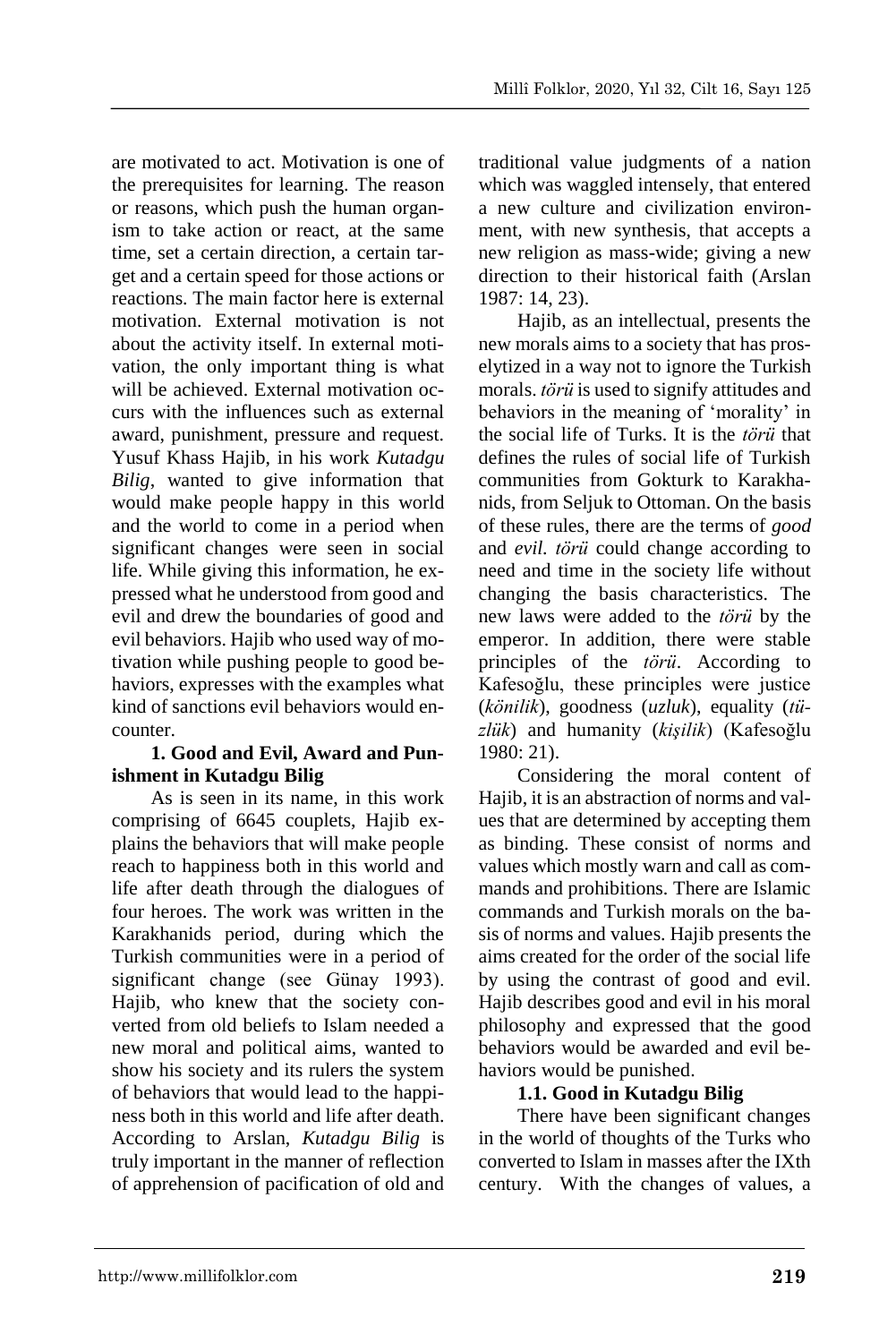are motivated to act. Motivation is one of the prerequisites for learning. The reason or reasons, which push the human organism to take action or react, at the same time, set a certain direction, a certain target and a certain speed for those actions or reactions. The main factor here is external motivation. External motivation is not about the activity itself. In external motivation, the only important thing is what will be achieved. External motivation occurs with the influences such as external award, punishment, pressure and request. Yusuf Khass Hajib, in his work *Kutadgu Bilig*, wanted to give information that would make people happy in this world and the world to come in a period when significant changes were seen in social life. While giving this information, he expressed what he understood from good and evil and drew the boundaries of good and evil behaviors. Hajib who used way of motivation while pushing people to good behaviors, expresses with the examples what kind of sanctions evil behaviors would encounter.

### 1. Good and Evil, Award and Punishment in Kutadgu Bilig

As is seen in its name, in this work comprising of 6645 couplets, Hajib explains the behaviors that will make people reach to happiness both in this world and life after death through the dialogues of four heroes. The work was written in the Karakhanids period, during which the Turkish communities were in a period of significant change (see Günay 1993). Hajib, who knew that the society converted from old beliefs to Islam needed a new moral and political aims, wanted to show his society and its rulers the system of behaviors that would lead to the happiness both in this world and life after death. According to Arslan, *Kutadgu Bilig* is truly important in the manner of reflection of apprehension of pacification of old and traditional value judgments of a nation which was waggled intensely, that entered a new culture and civilization environment, with new synthesis, that accepts a new religion as mass-wide; giving a new direction to their historical faith (Arslan 1987: 14, 23).

Hajib, as an intellectual, presents the new morals aims to a society that has proselytized in a way not to ignore the Turkish morals. *törü* is used to signify attitudes and behaviors in the meaning of 'morality' in the social life of Turks. It is the *törü* that defines the rules of social life of Turkish communities from Gokturk to Karakhanids, from Seljuk to Ottoman. On the basis of these rules, there are the terms of *good* and *evil*. *törü* could change according to need and time in the society life without changing the basis characteristics. The new laws were added to the *törü* by the emperor. In addition, there were stable principles of the *törü*. According to Kafesoğlu, these principles were justice (*könilik*), goodness (*uzluk*), equality (*tüzlük*) and humanity (*kişilik*) (Kafesoğlu 1980: 21).

Considering the moral content of Hajib, it is an abstraction of norms and values that are determined by accepting them as binding. These consist of norms and values which mostly warn and call as commands and prohibitions. There are Islamic commands and Turkish morals on the basis of norms and values. Hajib presents the aims created for the order of the social life by using the contrast of good and evil. Hajib describes good and evil in his moral philosophy and expressed that the good behaviors would be awarded and evil behaviors would be punished.

#### 1.1. Good in Kutadgu Bilig

There have been significant changes in the world of thoughts of the Turks who converted to Islam in masses after the IXth century. With the changes of values, a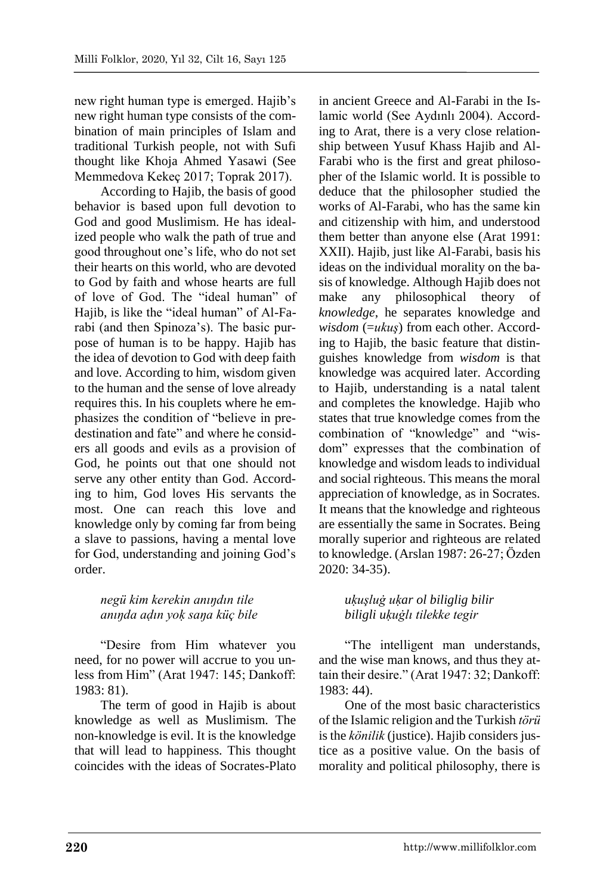new right human type is emerged. Hajib's new right human type consists of the combination of main principles of Islam and traditional Turkish people, not with Sufi thought like Khoja Ahmed Yasawi (See Memmedova Kekeç 2017; Toprak 2017).

According to Hajib, the basis of good behavior is based upon full devotion to God and good Muslimism. He has idealized people who walk the path of true and good throughout one's life, who do not set their hearts on this world, who are devoted to God by faith and whose hearts are full of love of God. The "ideal human" of Hajib, is like the "ideal human" of Al-Farabi (and then Spinoza's). The basic purpose of human is to be happy. Hajib has the idea of devotion to God with deep faith and love. According to him, wisdom given to the human and the sense of love already requires this. In his couplets where he emphasizes the condition of "believe in predestination and fate" and where he considers all goods and evils as a provision of God, he points out that one should not serve any other entity than God. According to him, God loves His servants the most. One can reach this love and knowledge only by coming far from being a slave to passions, having a mental love for God, understanding and joining God's order.

*negü kim kerekin anıŋdın tile*
*anıŋda aḍın yoḳ saŋa küç bile*

"Desire from Him whatever you need, for no power will accrue to you unless from Him" (Arat 1947: 145; Dankoff: 1983: 81).

The term of good in Hajib is about knowledge as well as Muslimism. The non-knowledge is evil. It is the knowledge that will lead to happiness. This thought coincides with the ideas of Socrates-Plato in ancient Greece and Al-Farabi in the Islamic world (See Aydınlı 2004). According to Arat, there is a very close relationship between Yusuf Khass Hajib and Al-Farabi who is the first and great philosopher of the Islamic world. It is possible to deduce that the philosopher studied the works of Al-Farabi, who has the same kin and citizenship with him, and understood them better than anyone else (Arat 1991: XXII). Hajib, just like Al-Farabi, basis his ideas on the individual morality on the basis of knowledge. Although Hajib does not make any philosophical theory of *knowledge*, he separates knowledge and *wisdom* (=*ukuş*) from each other. According to Hajib, the basic feature that distinguishes knowledge from *wisdom* is that knowledge was acquired later. According to Hajib, understanding is a natal talent and completes the knowledge. Hajib who states that true knowledge comes from the combination of "knowledge" and "wisdom" expresses that the combination of knowledge and wisdom leads to individual and social righteous. This means the moral appreciation of knowledge, as in Socrates. It means that the knowledge and righteous are essentially the same in Socrates. Being morally superior and righteous are related to knowledge. (Arslan 1987: 26-27; Özden 2020: 34-35).

*uḳuşluġ uḳar ol biliglig bilir*
*biligli uḳuġlı tilekke tegir*

"The intelligent man understands, and the wise man knows, and thus they attain their desire." (Arat 1947: 32; Dankoff: 1983: 44).

One of the most basic characteristics of the Islamic religion and the Turkish *törü* is the *könilik* (justice). Hajib considers justice as a positive value. On the basis of morality and political philosophy, there is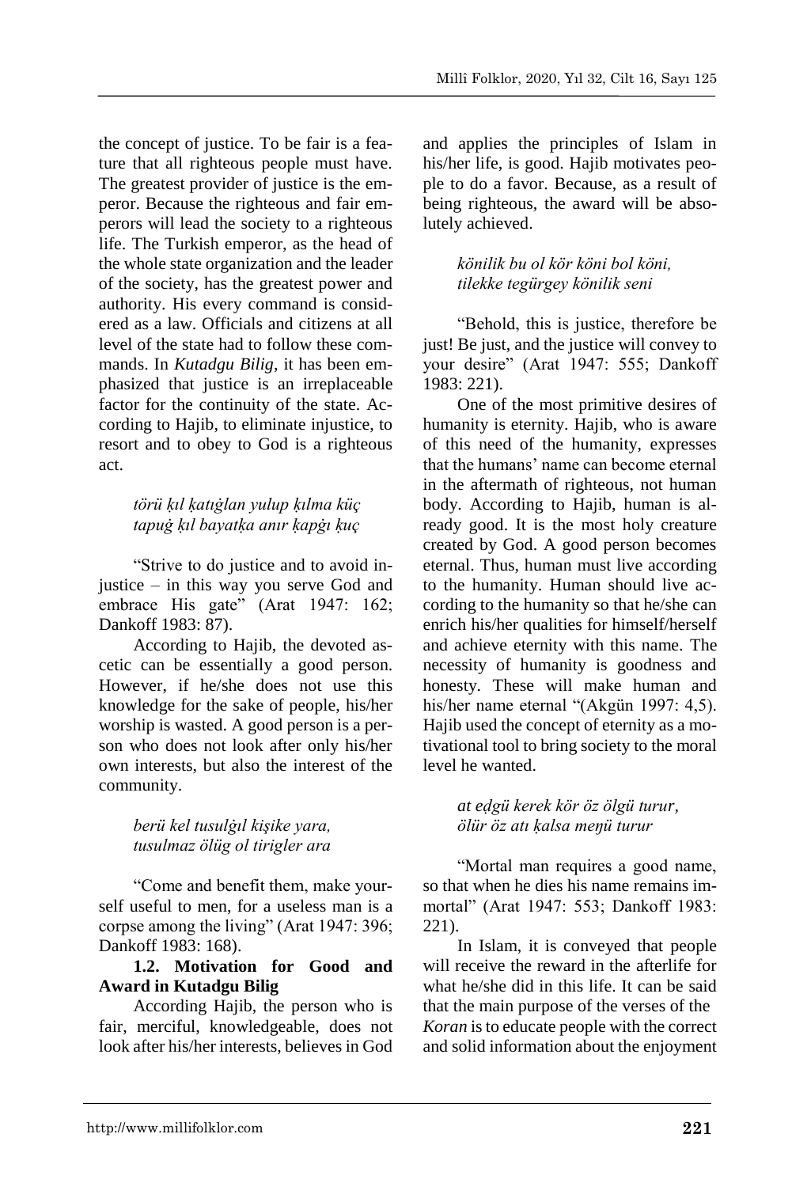the concept of justice. To be fair is a feature that all righteous people must have. The greatest provider of justice is the emperor. Because the righteous and fair emperors will lead the society to a righteous life. The Turkish emperor, as the head of the whole state organization and the leader of the society, has the greatest power and authority. His every command is considered as a law. Officials and citizens at all level of the state had to follow these commands. In *Kutadgu Bilig*, it has been emphasized that justice is an irreplaceable factor for the continuity of the state. According to Hajib, to eliminate injustice, to resort and to obey to God is a righteous act.

*törü ḳıl ḳatıġlan yulup ḳılma küç*
*tapuġ ḳıl bayatḳa anır ḳapġı ḳuç*

"Strive to do justice and to avoid injustice – in this way you serve God and embrace His gate" (Arat 1947: 162; Dankoff 1983: 87).

According to Hajib, the devoted ascetic can be essentially a good person. However, if he/she does not use this knowledge for the sake of people, his/her worship is wasted. A good person is a person who does not look after only his/her own interests, but also the interest of the community.

*berü kel tusulġıl kişike yara,*
*tusulmaz ölüg ol tirigler ara*

"Come and benefit them, make yourself useful to men, for a useless man is a corpse among the living" (Arat 1947: 396; Dankoff 1983: 168).

**1.2. Motivation for Good and Award in Kutadgu Bilig**

According Hajib, the person who is fair, merciful, knowledgeable, does not look after his/her interests, believes in God and applies the principles of Islam in his/her life, is good. Hajib motivates people to do a favor. Because, as a result of being righteous, the award will be absolutely achieved.

*könilik bu ol kör köni bol köni,*
*tilekke tegürgey könilik seni*

"Behold, this is justice, therefore be just! Be just, and the justice will convey to your desire" (Arat 1947: 555; Dankoff 1983: 221).

One of the most primitive desires of humanity is eternity. Hajib, who is aware of this need of the humanity, expresses that the humans' name can become eternal in the aftermath of righteous, not human body. According to Hajib, human is already good. It is the most holy creature created by God. A good person becomes eternal. Thus, human must live according to the humanity. Human should live according to the humanity so that he/she can enrich his/her qualities for himself/herself and achieve eternity with this name. The necessity of humanity is goodness and honesty. These will make human and his/her name eternal "(Akgün 1997: 4,5). Hajib used the concept of eternity as a motivational tool to bring society to the moral level he wanted.

*at eḏgü kerek kör öz ölgü turur,*
*ölür öz atı ḳalsa meŋü turur*

"Mortal man requires a good name, so that when he dies his name remains immortal" (Arat 1947: 553; Dankoff 1983: 221).

In Islam, it is conveyed that people will receive the reward in the afterlife for what he/she did in this life. It can be said that the main purpose of the verses of the *Koran* is to educate people with the correct and solid information about the enjoyment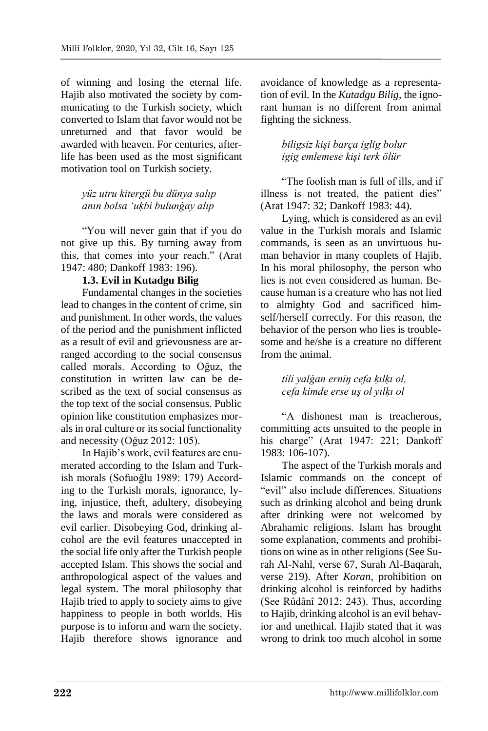of winning and losing the eternal life. Hajib also motivated the society by communicating to the Turkish society, which converted to Islam that favor would not be unreturned and that favor would be awarded with heaven. For centuries, afterlife has been used as the most significant motivation tool on Turkish society.

> *yüz utru kitergü bu dünya salıp*
> *anın bolsa ʻuḳbi bulunġay alıp*

"You will never gain that if you do not give up this. By turning away from this, that comes into your reach." (Arat 1947: 480; Dankoff 1983: 196).

### 1.3. Evil in Kutadgu Bilig

Fundamental changes in the societies lead to changes in the content of crime, sin and punishment. In other words, the values of the period and the punishment inflicted as a result of evil and grievousness are arranged according to the social consensus called morals. According to Oğuz, the constitution in written law can be described as the text of social consensus as the top text of the social consensus. Public opinion like constitution emphasizes morals in oral culture or its social functionality and necessity (Oğuz 2012: 105).

In Hajib's work, evil features are enumerated according to the Islam and Turkish morals (Sofuoğlu 1989: 179) According to the Turkish morals, ignorance, lying, injustice, theft, adultery, disobeying the laws and morals were considered as evil earlier. Disobeying God, drinking alcohol are the evil features unaccepted in the social life only after the Turkish people accepted Islam. This shows the social and anthropological aspect of the values and legal system. The moral philosophy that Hajib tried to apply to society aims to give happiness to people in both worlds. His purpose is to inform and warn the society. Hajib therefore shows ignorance and avoidance of knowledge as a representation of evil. In the *Kutadgu Bilig*, the ignorant human is no different from animal fighting the sickness.

> *biligsiz kişi barça iglig bolur*
> *igig emlemese kişi terk ölür*

"The foolish man is full of ills, and if illness is not treated, the patient dies" (Arat 1947: 32; Dankoff 1983: 44).

Lying, which is considered as an evil value in the Turkish morals and Islamic commands, is seen as an unvirtuous human behavior in many couplets of Hajib. In his moral philosophy, the person who lies is not even considered as human. Because human is a creature who has not lied to almighty God and sacrificed himself/herself correctly. For this reason, the behavior of the person who lies is troublesome and he/she is a creature no different from the animal.

> *tili yalġan erniŋ cefa ḳılḳı ol,*
> *cefa kimde erse uş ol yılḳı ol*

"A dishonest man is treacherous, committing acts unsuited to the people in his charge" (Arat 1947: 221; Dankoff 1983: 106-107).

The aspect of the Turkish morals and Islamic commands on the concept of "evil" also include differences. Situations such as drinking alcohol and being drunk after drinking were not welcomed by Abrahamic religions. Islam has brought some explanation, comments and prohibitions on wine as in other religions (See Surah Al-Nahl, verse 67, Surah Al-Baqarah, verse 219). After *Koran*, prohibition on drinking alcohol is reinforced by hadiths (See Rûdânî 2012: 243). Thus, according to Hajib, drinking alcohol is an evil behavior and unethical. Hajib stated that it was wrong to drink too much alcohol in some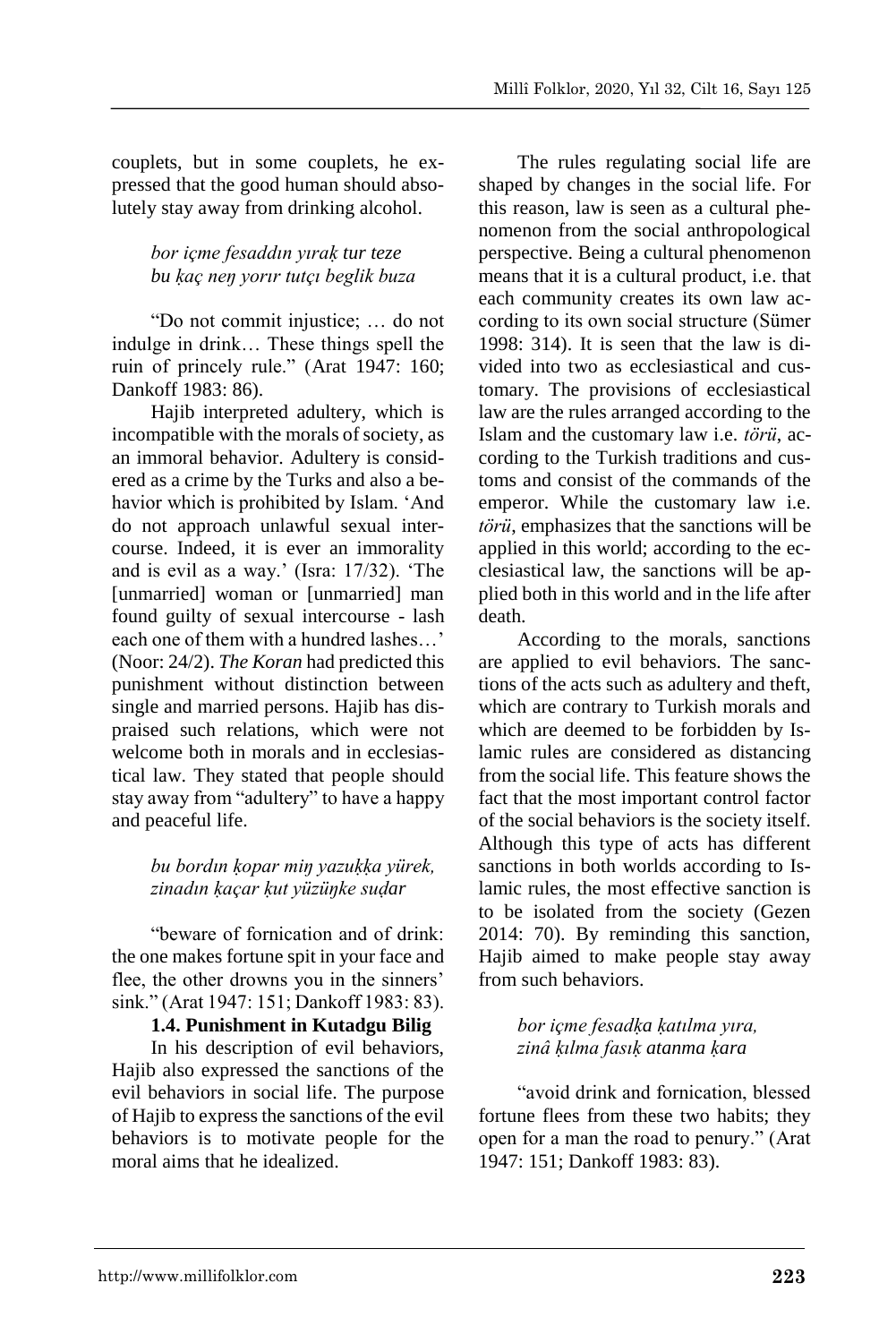couplets, but in some couplets, he expressed that the good human should absolutely stay away from drinking alcohol.

> *bor içme fesaddın yıraḳ tur teze*
> *bu ḳaç neŋ yorır tutçı beglik buza*

"Do not commit injustice; … do not indulge in drink… These things spell the ruin of princely rule." (Arat 1947: 160; Dankoff 1983: 86).

Hajib interpreted adultery, which is incompatible with the morals of society, as an immoral behavior. Adultery is considered as a crime by the Turks and also a behavior which is prohibited by Islam. 'And do not approach unlawful sexual intercourse. Indeed, it is ever an immorality and is evil as a way.' (Isra: 17/32). 'The [unmarried] woman or [unmarried] man found guilty of sexual intercourse - lash each one of them with a hundred lashes…' (Noor: 24/2). *The Koran* had predicted this punishment without distinction between single and married persons. Hajib has dispraised such relations, which were not welcome both in morals and in ecclesiastical law. They stated that people should stay away from "adultery" to have a happy and peaceful life.

> *bu bordın ḳopar miŋ yazuḳḳa yürek,*
> *zinadın ḳaçar ḳut yüzüŋke suḍar*

"beware of fornication and of drink: the one makes fortune spit in your face and flee, the other drowns you in the sinners' sink." (Arat 1947: 151; Dankoff 1983: 83).

**1.4. Punishment in Kutadgu Bilig**

In his description of evil behaviors, Hajib also expressed the sanctions of the evil behaviors in social life. The purpose of Hajib to express the sanctions of the evil behaviors is to motivate people for the moral aims that he idealized.

The rules regulating social life are shaped by changes in the social life. For this reason, law is seen as a cultural phenomenon from the social anthropological perspective. Being a cultural phenomenon means that it is a cultural product, i.e. that each community creates its own law according to its own social structure (Sümer 1998: 314). It is seen that the law is divided into two as ecclesiastical and customary. The provisions of ecclesiastical law are the rules arranged according to the Islam and the customary law i.e. *törü*, according to the Turkish traditions and customs and consist of the commands of the emperor. While the customary law i.e. *törü*, emphasizes that the sanctions will be applied in this world; according to the ecclesiastical law, the sanctions will be applied both in this world and in the life after death.

According to the morals, sanctions are applied to evil behaviors. The sanctions of the acts such as adultery and theft, which are contrary to Turkish morals and which are deemed to be forbidden by Islamic rules are considered as distancing from the social life. This feature shows the fact that the most important control factor of the social behaviors is the society itself. Although this type of acts has different sanctions in both worlds according to Islamic rules, the most effective sanction is to be isolated from the society (Gezen 2014: 70). By reminding this sanction, Hajib aimed to make people stay away from such behaviors.

> *bor içme fesadḳa ḳatılma yıra,*
> *zinâ ḳılma fasıḳ atanma ḳara*

"avoid drink and fornication, blessed fortune flees from these two habits; they open for a man the road to penury." (Arat 1947: 151; Dankoff 1983: 83).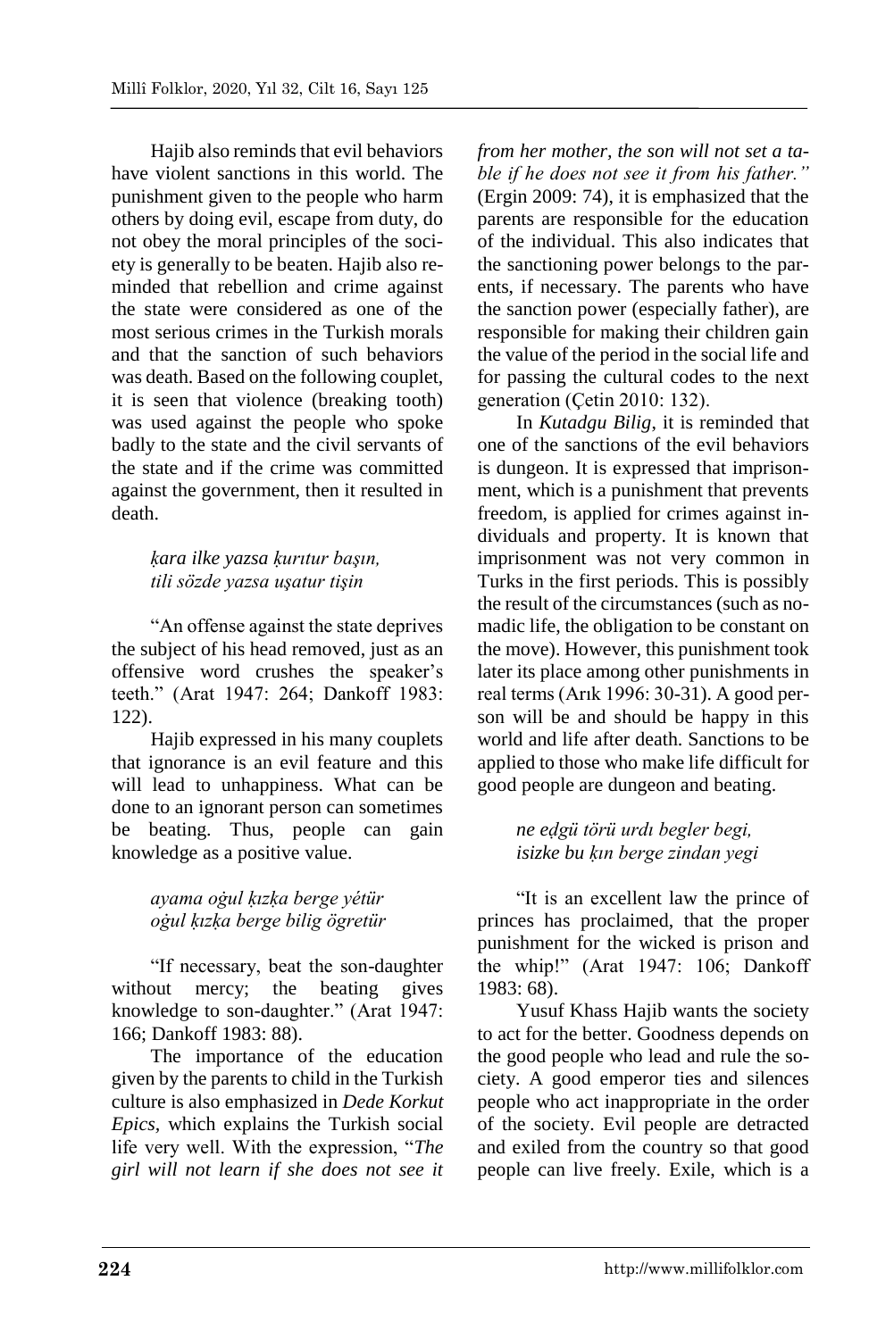Hajib also reminds that evil behaviors have violent sanctions in this world. The punishment given to the people who harm others by doing evil, escape from duty, do not obey the moral principles of the society is generally to be beaten. Hajib also reminded that rebellion and crime against the state were considered as one of the most serious crimes in the Turkish morals and that the sanction of such behaviors was death. Based on the following couplet, it is seen that violence (breaking tooth) was used against the people who spoke badly to the state and the civil servants of the state and if the crime was committed against the government, then it resulted in death.

*ḳara ilke yazsa ḳurıtur başın,*
*tili sözde yazsa uşatur tişin*

"An offense against the state deprives the subject of his head removed, just as an offensive word crushes the speaker's teeth." (Arat 1947: 264; Dankoff 1983: 122).

Hajib expressed in his many couplets that ignorance is an evil feature and this will lead to unhappiness. What can be done to an ignorant person can sometimes be beating. Thus, people can gain knowledge as a positive value.

*ayama oġul ḳızḳa berge yétür*
*oġul ḳızḳa berge bilig ögretür*

"If necessary, beat the son-daughter without mercy; the beating gives knowledge to son-daughter." (Arat 1947: 166; Dankoff 1983: 88).

The importance of the education given by the parents to child in the Turkish culture is also emphasized in *Dede Korkut Epics,* which explains the Turkish social life very well. With the expression, "*The girl will not learn if she does not see it from her mother, the son will not set a table if he does not see it from his father."* (Ergin 2009: 74), it is emphasized that the parents are responsible for the education of the individual. This also indicates that the sanctioning power belongs to the parents, if necessary. The parents who have the sanction power (especially father), are responsible for making their children gain the value of the period in the social life and for passing the cultural codes to the next generation (Çetin 2010: 132).

In *Kutadgu Bilig*, it is reminded that one of the sanctions of the evil behaviors is dungeon. It is expressed that imprisonment, which is a punishment that prevents freedom, is applied for crimes against individuals and property. It is known that imprisonment was not very common in Turks in the first periods. This is possibly the result of the circumstances (such as nomadic life, the obligation to be constant on the move). However, this punishment took later its place among other punishments in real terms (Arık 1996: 30-31). A good person will be and should be happy in this world and life after death. Sanctions to be applied to those who make life difficult for good people are dungeon and beating.

*ne eḍgü törü urdı begler begi,*
*isizke bu ḳın berge zindan yegi*

"It is an excellent law the prince of princes has proclaimed, that the proper punishment for the wicked is prison and the whip!" (Arat 1947: 106; Dankoff 1983: 68).

Yusuf Khass Hajib wants the society to act for the better. Goodness depends on the good people who lead and rule the society. A good emperor ties and silences people who act inappropriate in the order of the society. Evil people are detracted and exiled from the country so that good people can live freely. Exile, which is a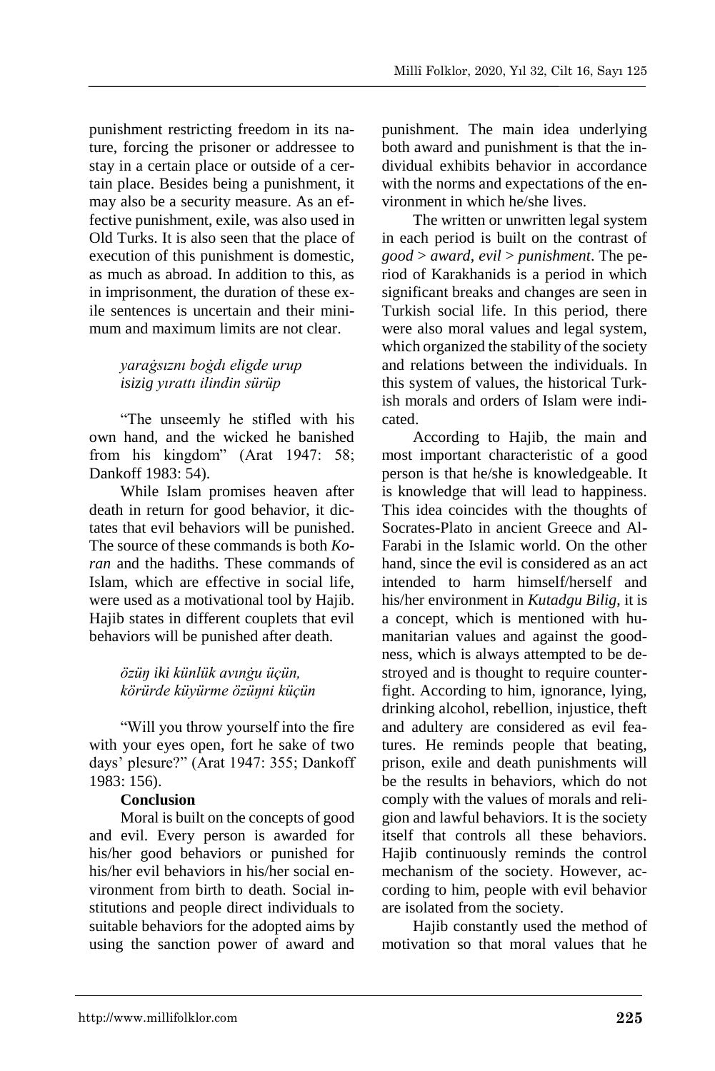punishment restricting freedom in its nature, forcing the prisoner or addressee to stay in a certain place or outside of a certain place. Besides being a punishment, it may also be a security measure. As an effective punishment, exile, was also used in Old Turks. It is also seen that the place of execution of this punishment is domestic, as much as abroad. In addition to this, as in imprisonment, the duration of these exile sentences is uncertain and their minimum and maximum limits are not clear.

> *yarağsıznı boğdı eligde urup*
> *isizig yırattı ilindin sürüp*

"The unseemly he stifled with his own hand, and the wicked he banished from his kingdom" (Arat 1947: 58; Dankoff 1983: 54).

While Islam promises heaven after death in return for good behavior, it dictates that evil behaviors will be punished. The source of these commands is both *Koran* and the hadiths. These commands of Islam, which are effective in social life, were used as a motivational tool by Hajib. Hajib states in different couplets that evil behaviors will be punished after death.

> *özüŋ iki künlük avınğu üçün,*
> *körürde küyürme özüŋni küçün*

"Will you throw yourself into the fire with your eyes open, fort he sake of two days' plesure?" (Arat 1947: 355; Dankoff 1983: 156).

**Conclusion**

Moral is built on the concepts of good and evil. Every person is awarded for his/her good behaviors or punished for his/her evil behaviors in his/her social environment from birth to death. Social institutions and people direct individuals to suitable behaviors for the adopted aims by using the sanction power of award and punishment. The main idea underlying both award and punishment is that the individual exhibits behavior in accordance with the norms and expectations of the environment in which he/she lives.

The written or unwritten legal system in each period is built on the contrast of *good* > *award*, *evil* > *punishment*. The period of Karakhanids is a period in which significant breaks and changes are seen in Turkish social life. In this period, there were also moral values and legal system, which organized the stability of the society and relations between the individuals. In this system of values, the historical Turkish morals and orders of Islam were indicated.

According to Hajib, the main and most important characteristic of a good person is that he/she is knowledgeable. It is knowledge that will lead to happiness. This idea coincides with the thoughts of Socrates-Plato in ancient Greece and Al-Farabi in the Islamic world. On the other hand, since the evil is considered as an act intended to harm himself/herself and his/her environment in *Kutadgu Bilig*, it is a concept, which is mentioned with humanitarian values and against the goodness, which is always attempted to be destroyed and is thought to require counterfight. According to him, ignorance, lying, drinking alcohol, rebellion, injustice, theft and adultery are considered as evil features. He reminds people that beating, prison, exile and death punishments will be the results in behaviors, which do not comply with the values of morals and religion and lawful behaviors. It is the society itself that controls all these behaviors. Hajib continuously reminds the control mechanism of the society. However, according to him, people with evil behavior are isolated from the society.

Hajib constantly used the method of motivation so that moral values that he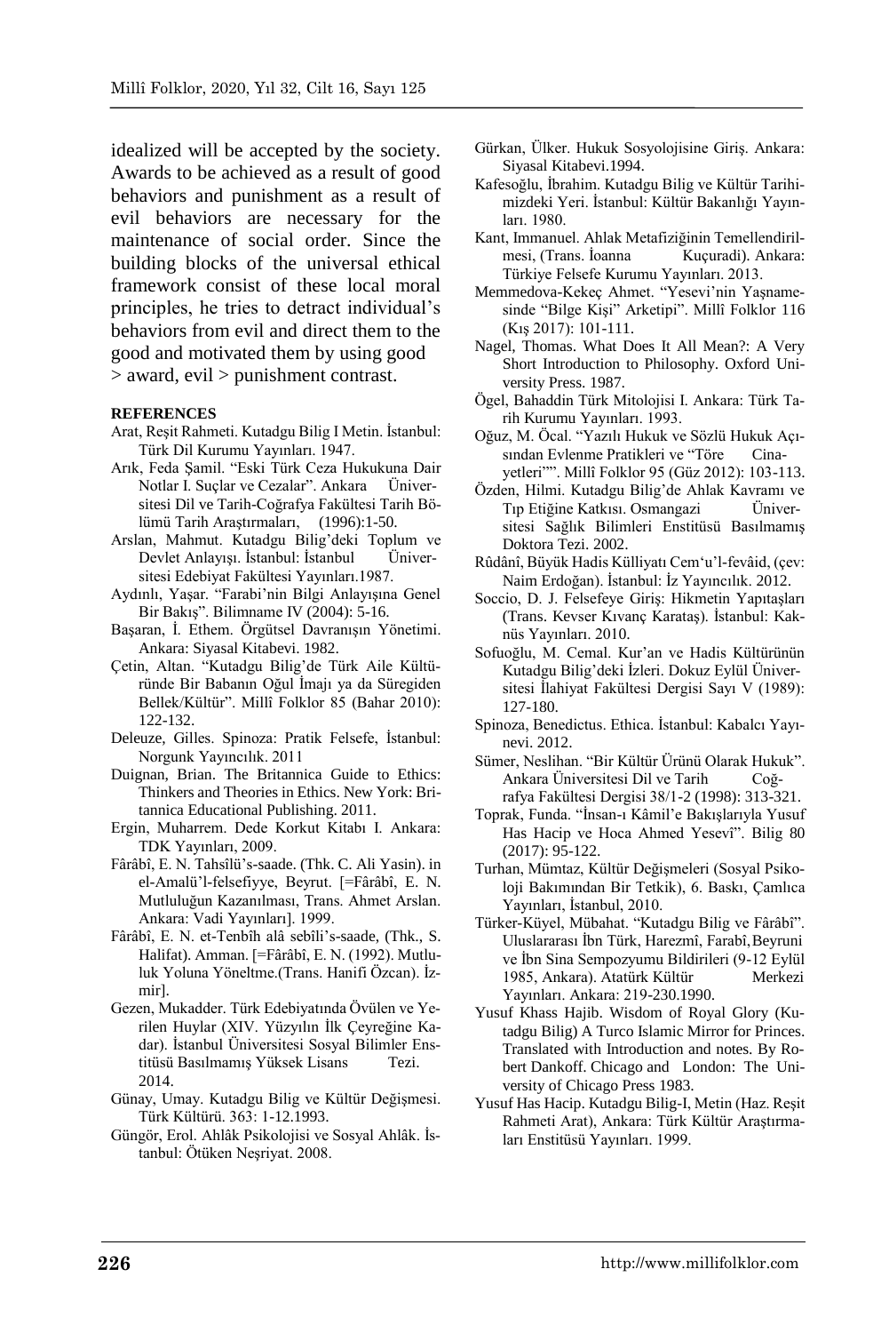idealized will be accepted by the society. Awards to be achieved as a result of good behaviors and punishment as a result of evil behaviors are necessary for the maintenance of social order. Since the building blocks of the universal ethical framework consist of these local moral principles, he tries to detract individual's behaviors from evil and direct them to the good and motivated them by using good > award, evil > punishment contrast.

**REFERENCES**

Arat, Reşit Rahmeti. Kutadgu Bilig I Metin. İstanbul: Türk Dil Kurumu Yayınları. 1947.

Arık, Feda Şamil. "Eski Türk Ceza Hukukuna Dair Notlar I. Suçlar ve Cezalar". Ankara Üniversitesi Dil ve Tarih-Coğrafya Fakültesi Tarih Bölümü Tarih Araştırmaları, (1996):1-50.

Arslan, Mahmut. Kutadgu Bilig'deki Toplum ve Devlet Anlayışı. İstanbul: İstanbul Üniversitesi Edebiyat Fakültesi Yayınları.1987.

Aydınlı, Yaşar. "Farabi'nin Bilgi Anlayışına Genel Bir Bakış". Bilimname IV (2004): 5-16.

Başaran, İ. Ethem. Örgütsel Davranışın Yönetimi. Ankara: Siyasal Kitabevi. 1982.

Çetin, Altan. "Kutadgu Bilig'de Türk Aile Kültüründe Bir Babanın Oğul İmajı ya da Süregiden Bellek/Kültür". Millî Folklor 85 (Bahar 2010): 122-132.

Deleuze, Gilles. Spinoza: Pratik Felsefe, İstanbul: Norgunk Yayıncılık. 2011

Duignan, Brian. The Britannica Guide to Ethics: Thinkers and Theories in Ethics. New York: Britannica Educational Publishing. 2011.

Ergin, Muharrem. Dede Korkut Kitabı I. Ankara: TDK Yayınları, 2009.

Fârâbî, E. N. Tahsîlü's-saade. (Thk. C. Ali Yasin). in el-Amalü'l-felsefiyye, Beyrut. [=Fârâbî, E. N. Mutluluğun Kazanılması, Trans. Ahmet Arslan. Ankara: Vadi Yayınları]. 1999.

Fârâbî, E. N. et-Tenbîh alâ sebîli's-saade, (Thk., S. Halifat). Amman. [=Fârâbî, E. N. (1992). Mutluluk Yoluna Yöneltme.(Trans. Hanifi Özcan). İzmir].

Gezen, Mukadder. Türk Edebiyatında Övülen ve Yerilen Huylar (XIV. Yüzyılın İlk Çeyreğine Kadar). İstanbul Üniversitesi Sosyal Bilimler Enstitüsü Basılmamış Yüksek Lisans Tezi. 2014.

Günay, Umay. Kutadgu Bilig ve Kültür Değişmesi. Türk Kültürü. 363: 1-12.1993.

Güngör, Erol. Ahlâk Psikolojisi ve Sosyal Ahlâk. İstanbul: Ötüken Neşriyat. 2008.

Gürkan, Ülker. Hukuk Sosyolojisine Giriş. Ankara: Siyasal Kitabevi.1994.

Kafesoğlu, İbrahim. Kutadgu Bilig ve Kültür Tarihimizdeki Yeri. İstanbul: Kültür Bakanlığı Yayınları. 1980.

Kant, Immanuel. Ahlak Metafiziğinin Temellendirilmesi, (Trans. İoanna Kuçuradi). Ankara: Türkiye Felsefe Kurumu Yayınları. 2013.

Memmedova-Kekeç Ahmet. "Yesevi'nin Yaşnamesinde "Bilge Kişi" Arketipi". Millî Folklor 116 (Kış 2017): 101-111.

Nagel, Thomas. What Does It All Mean?: A Very Short Introduction to Philosophy. Oxford University Press. 1987.

Ögel, Bahaddin Türk Mitolojisi I. Ankara: Türk Tarih Kurumu Yayınları. 1993.

Oğuz, M. Öcal. "Yazılı Hukuk ve Sözlü Hukuk Açısından Evlenme Pratikleri ve "Töre Cinayetleri"". Millî Folklor 95 (Güz 2012): 103-113.

Özden, Hilmi. Kutadgu Bilig'de Ahlak Kavramı ve Tıp Etiğine Katkısı. Osmangazi Üniversitesi Sağlık Bilimleri Enstitüsü Basılmamış Doktora Tezi. 2002.

Rûdânî, Büyük Hadis Külliyatı Cem'u'l-fevâid, (çev: Naim Erdoğan). İstanbul: İz Yayıncılık. 2012.

Soccio, D. J. Felsefeye Giriş: Hikmetin Yapıtaşları (Trans. Kevser Kıvanç Karataş). İstanbul: Kaknüs Yayınları. 2010.

Sofuoğlu, M. Cemal. Kur'an ve Hadis Kültürünün Kutadgu Bilig'deki İzleri. Dokuz Eylül Üniversitesi İlahiyat Fakültesi Dergisi Sayı V (1989): 127-180.

Spinoza, Benedictus. Ethica. İstanbul: Kabalcı Yayınevi. 2012.

Sümer, Neslihan. "Bir Kültür Ürünü Olarak Hukuk". Ankara Üniversitesi Dil ve Tarih Coğrafya Fakültesi Dergisi 38/1-2 (1998): 313-321.

Toprak, Funda. "İnsan-ı Kâmil'e Bakışlarıyla Yusuf Has Hacip ve Hoca Ahmed Yesevî". Bilig 80 (2017): 95-122.

Turhan, Mümtaz, Kültür Değişmeleri (Sosyal Psikoloji Bakımından Bir Tetkik), 6. Baskı, Çamlıca Yayınları, İstanbul, 2010.

Türker-Küyel, Mübahat. "Kutadgu Bilig ve Fârâbî". Uluslararası İbn Türk, Harezmî, Farabî, Beyruni ve İbn Sina Sempozyumu Bildirileri (9-12 Eylül 1985, Ankara). Atatürk Kültür Merkezi Yayınları. Ankara: 219-230.1990.

Yusuf Khass Hajib. Wisdom of Royal Glory (Kutadgu Bilig) A Turco Islamic Mirror for Princes. Translated with Introduction and notes. By Robert Dankoff. Chicago and London: The University of Chicago Press 1983.

Yusuf Has Hacip. Kutadgu Bilig-I, Metin (Haz. Reşit Rahmeti Arat), Ankara: Türk Kültür Araştırmaları Enstitüsü Yayınları. 1999.